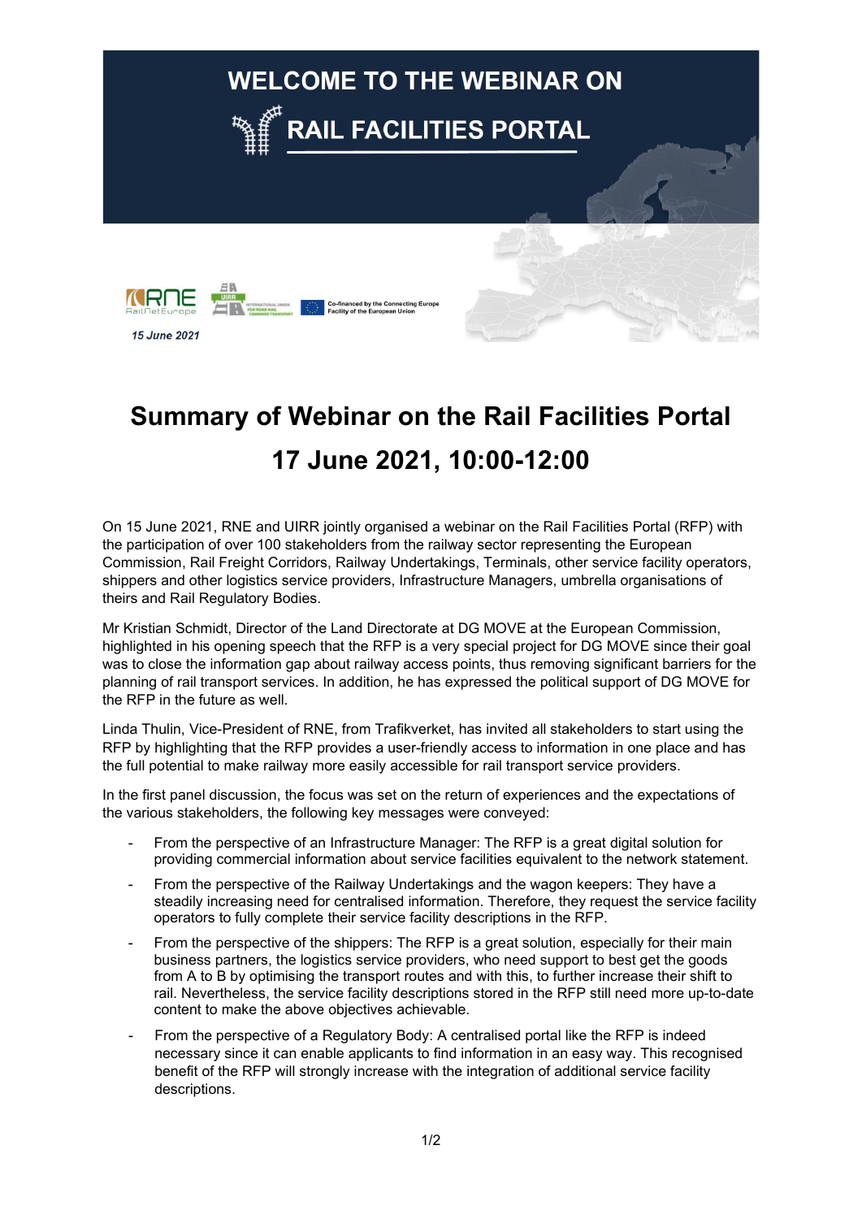WELCOME TO THE WEBINAR ON

RAIL FACILITIES PORTAL

RNE RailNetEurope

Co-financed by the Connecting Europe Facility of the European Union

*15 June 2021*

# Summary of Webinar on the Rail Facilities Portal

# 17 June 2021, 10:00-12:00

On 15 June 2021, RNE and UIRR jointly organised a webinar on the Rail Facilities Portal (RFP) with the participation of over 100 stakeholders from the railway sector representing the European Commission, Rail Freight Corridors, Railway Undertakings, Terminals, other service facility operators, shippers and other logistics service providers, Infrastructure Managers, umbrella organisations of theirs and Rail Regulatory Bodies.

Mr Kristian Schmidt, Director of the Land Directorate at DG MOVE at the European Commission, highlighted in his opening speech that the RFP is a very special project for DG MOVE since their goal was to close the information gap about railway access points, thus removing significant barriers for the planning of rail transport services. In addition, he has expressed the political support of DG MOVE for the RFP in the future as well.

Linda Thulin, Vice-President of RNE, from Trafikverket, has invited all stakeholders to start using the RFP by highlighting that the RFP provides a user-friendly access to information in one place and has the full potential to make railway more easily accessible for rail transport service providers.

In the first panel discussion, the focus was set on the return of experiences and the expectations of the various stakeholders, the following key messages were conveyed:

- From the perspective of an Infrastructure Manager: The RFP is a great digital solution for providing commercial information about service facilities equivalent to the network statement.
- From the perspective of the Railway Undertakings and the wagon keepers: They have a steadily increasing need for centralised information. Therefore, they request the service facility operators to fully complete their service facility descriptions in the RFP.
- From the perspective of the shippers: The RFP is a great solution, especially for their main business partners, the logistics service providers, who need support to best get the goods from A to B by optimising the transport routes and with this, to further increase their shift to rail. Nevertheless, the service facility descriptions stored in the RFP still need more up-to-date content to make the above objectives achievable.
- From the perspective of a Regulatory Body: A centralised portal like the RFP is indeed necessary since it can enable applicants to find information in an easy way. This recognised benefit of the RFP will strongly increase with the integration of additional service facility descriptions.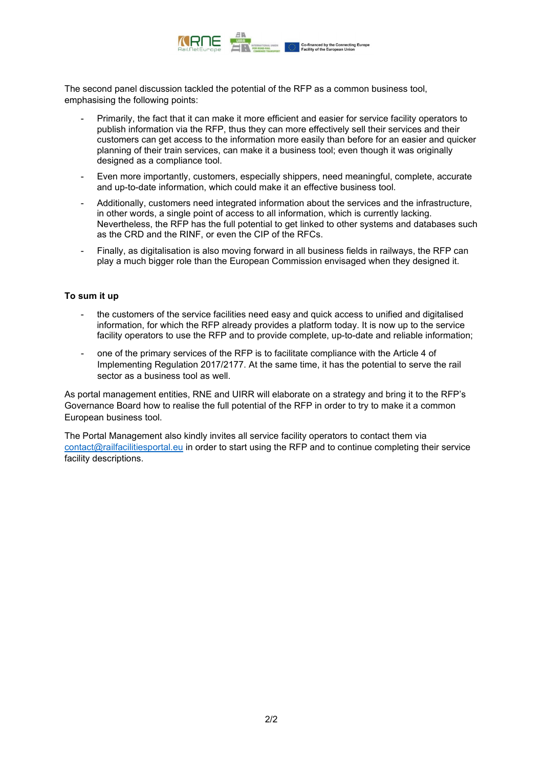The second panel discussion tackled the potential of the RFP as a common business tool, emphasising the following points:

- Primarily, the fact that it can make it more efficient and easier for service facility operators to publish information via the RFP, thus they can more effectively sell their services and their customers can get access to the information more easily than before for an easier and quicker planning of their train services, can make it a business tool; even though it was originally designed as a compliance tool.
- Even more importantly, customers, especially shippers, need meaningful, complete, accurate and up-to-date information, which could make it an effective business tool.
- Additionally, customers need integrated information about the services and the infrastructure, in other words, a single point of access to all information, which is currently lacking. Nevertheless, the RFP has the full potential to get linked to other systems and databases such as the CRD and the RINF, or even the CIP of the RFCs.
- Finally, as digitalisation is also moving forward in all business fields in railways, the RFP can play a much bigger role than the European Commission envisaged when they designed it.

**To sum it up**

- the customers of the service facilities need easy and quick access to unified and digitalised information, for which the RFP already provides a platform today. It is now up to the service facility operators to use the RFP and to provide complete, up-to-date and reliable information;
- one of the primary services of the RFP is to facilitate compliance with the Article 4 of Implementing Regulation 2017/2177. At the same time, it has the potential to serve the rail sector as a business tool as well.

As portal management entities, RNE and UIRR will elaborate on a strategy and bring it to the RFP's Governance Board how to realise the full potential of the RFP in order to try to make it a common European business tool.

The Portal Management also kindly invites all service facility operators to contact them via contact@railfacilitiesportal.eu in order to start using the RFP and to continue completing their service facility descriptions.